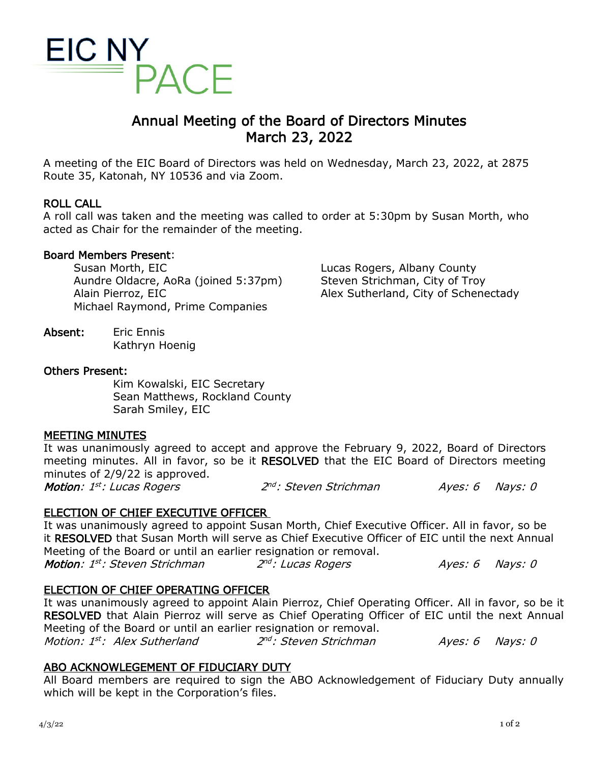EIC NY PACE

# Annual Meeting of the Board of Directors Minutes
## March 23, 2022

A meeting of the EIC Board of Directors was held on Wednesday, March 23, 2022, at 2875 Route 35, Katonah, NY 10536 and via Zoom.

### ROLL CALL

A roll call was taken and the meeting was called to order at 5:30pm by Susan Morth, who acted as Chair for the remainder of the meeting.

**Board Members Present**:

Susan Morth, EIC
Aundre Oldacre, AoRa (joined 5:37pm)
Alain Pierroz, EIC
Michael Raymond, Prime Companies
Lucas Rogers, Albany County
Steven Strichman, City of Troy
Alex Sutherland, City of Schenectady

**Absent:**

Eric Ennis
Kathryn Hoenig

**Others Present:**

Kim Kowalski, EIC Secretary
Sean Matthews, Rockland County
Sarah Smiley, EIC

### MEETING MINUTES

It was unanimously agreed to accept and approve the February 9, 2022, Board of Directors meeting minutes. All in favor, so be it **RESOLVED** that the EIC Board of Directors meeting minutes of 2/9/22 is approved.

***Motion****: 1st: Lucas Rogers* *2nd: Steven Strichman* *Ayes: 6* *Nays: 0*

### ELECTION OF CHIEF EXECUTIVE OFFICER

It was unanimously agreed to appoint Susan Morth, Chief Executive Officer. All in favor, so be it **RESOLVED** that Susan Morth will serve as Chief Executive Officer of EIC until the next Annual Meeting of the Board or until an earlier resignation or removal.

***Motion****: 1st: Steven Strichman* *2nd: Lucas Rogers* *Ayes: 6* *Nays: 0*

### ELECTION OF CHIEF OPERATING OFFICER

It was unanimously agreed to appoint Alain Pierroz, Chief Operating Officer. All in favor, so be it **RESOLVED** that Alain Pierroz will serve as Chief Operating Officer of EIC until the next Annual Meeting of the Board or until an earlier resignation or removal.

*Motion: 1st: Alex Sutherland* *2nd: Steven Strichman* *Ayes: 6* *Nays: 0*

### ABO ACKNOWLEGEMENT OF FIDUCIARY DUTY

All Board members are required to sign the ABO Acknowledgement of Fiduciary Duty annually which will be kept in the Corporation's files.

4/3/22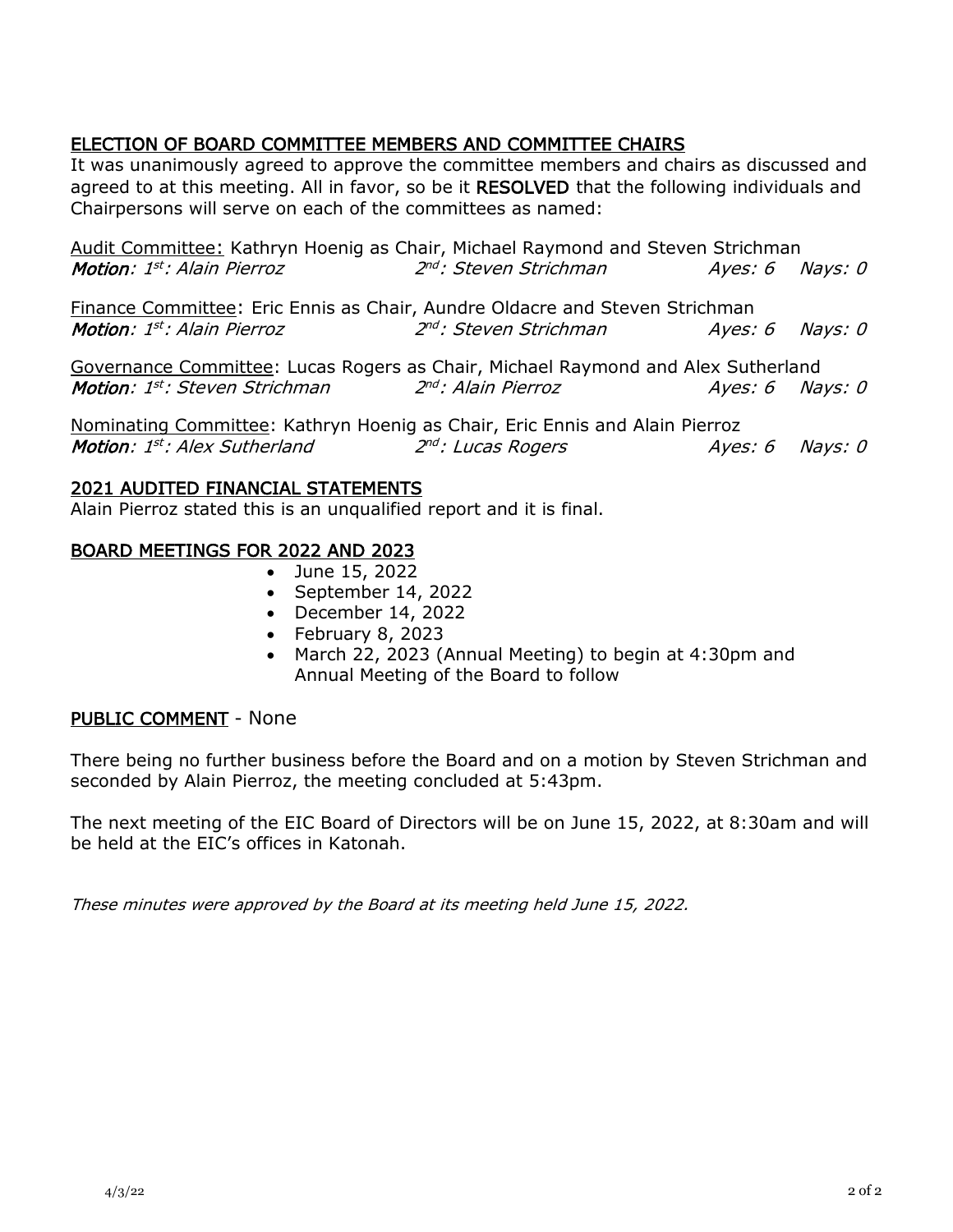## ELECTION OF BOARD COMMITTEE MEMBERS AND COMMITTEE CHAIRS

It was unanimously agreed to approve the committee members and chairs as discussed and agreed to at this meeting. All in favor, so be it **RESOLVED** that the following individuals and Chairpersons will serve on each of the committees as named:

Audit Committee: Kathryn Hoenig as Chair, Michael Raymond and Steven Strichman
***Motion**: 1st: Alain Pierroz   2nd: Steven Strichman   Ayes: 6   Nays: 0*

Finance Committee: Eric Ennis as Chair, Aundre Oldacre and Steven Strichman
***Motion**: 1st: Alain Pierroz   2nd: Steven Strichman   Ayes: 6   Nays: 0*

Governance Committee: Lucas Rogers as Chair, Michael Raymond and Alex Sutherland
***Motion**: 1st: Steven Strichman   2nd: Alain Pierroz   Ayes: 6   Nays: 0*

Nominating Committee: Kathryn Hoenig as Chair, Eric Ennis and Alain Pierroz
***Motion**: 1st: Alex Sutherland   2nd: Lucas Rogers   Ayes: 6   Nays: 0*

## 2021 AUDITED FINANCIAL STATEMENTS

Alain Pierroz stated this is an unqualified report and it is final.

## BOARD MEETINGS FOR 2022 AND 2023

- June 15, 2022
- September 14, 2022
- December 14, 2022
- February 8, 2023
- March 22, 2023 (Annual Meeting) to begin at 4:30pm and Annual Meeting of the Board to follow

## PUBLIC COMMENT - None

There being no further business before the Board and on a motion by Steven Strichman and seconded by Alain Pierroz, the meeting concluded at 5:43pm.

The next meeting of the EIC Board of Directors will be on June 15, 2022, at 8:30am and will be held at the EIC's offices in Katonah.

*These minutes were approved by the Board at its meeting held June 15, 2022.*

4/3/22